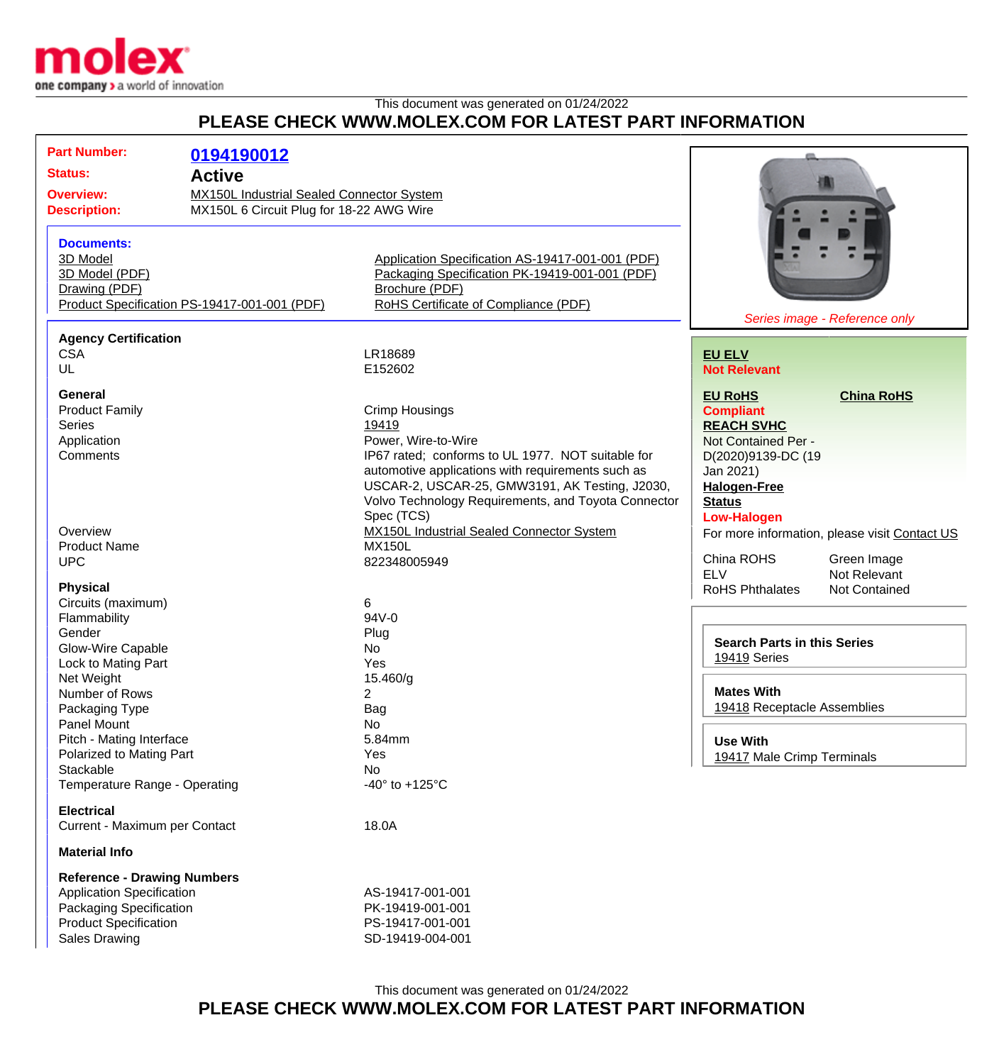This document was generated on 01/24/2022

## PLEASE CHECK WWW.MOLEX.COM FOR LATEST PART INFORMATION

| | |
|---|---|
| **Part Number:** | **0194190012** |
| **Status:** | **Active** |
| **Overview:** | MX150L Industrial Sealed Connector System |
| **Description:** | MX150L 6 Circuit Plug for 18-22 AWG Wire |

**Documents:**

- 3D Model
- 3D Model (PDF)
- Drawing (PDF)
- Product Specification PS-19417-001-001 (PDF)
- Application Specification AS-19417-001-001 (PDF)
- Packaging Specification PK-19419-001-001 (PDF)
- Brochure (PDF)
- RoHS Certificate of Compliance (PDF)

*Series image - Reference only*

**Agency Certification**

| | |
|---|---|
| CSA | LR18689 |
| UL | E152602 |

**General**

| | |
|---|---|
| Product Family | Crimp Housings |
| Series | 19419 |
| Application | Power, Wire-to-Wire |
| Comments | IP67 rated; conforms to UL 1977. NOT suitable for automotive applications with requirements such as USCAR-2, USCAR-25, GMW3191, AK Testing, J2030, Volvo Technology Requirements, and Toyota Connector Spec (TCS) |
| Overview | MX150L Industrial Sealed Connector System |
| Product Name | MX150L |
| UPC | 822348005949 |

**Physical**

| | |
|---|---|
| Circuits (maximum) | 6 |
| Flammability | 94V-0 |
| Gender | Plug |
| Glow-Wire Capable | No |
| Lock to Mating Part | Yes |
| Net Weight | 15.460/g |
| Number of Rows | 2 |
| Packaging Type | Bag |
| Panel Mount | No |
| Pitch - Mating Interface | 5.84mm |
| Polarized to Mating Part | Yes |
| Stackable | No |
| Temperature Range - Operating | -40° to +125°C |

**Electrical**

| | |
|---|---|
| Current - Maximum per Contact | 18.0A |

**Material Info**

**Reference - Drawing Numbers**

| | |
|---|---|
| Application Specification | AS-19417-001-001 |
| Packaging Specification | PK-19419-001-001 |
| Product Specification | PS-19417-001-001 |
| Sales Drawing | SD-19419-004-001 |

**EU ELV**
**Not Relevant**

**EU RoHS**
**Compliant**

**China RoHS**

**REACH SVHC**
Not Contained Per - D(2020)9139-DC (19 Jan 2021)

**Halogen-Free Status**
**Low-Halogen**

For more information, please visit Contact US

| | |
|---|---|
| China ROHS | Green Image |
| ELV | Not Relevant |
| RoHS Phthalates | Not Contained |

**Search Parts in this Series**
19419 Series

**Mates With**
19418 Receptacle Assemblies

**Use With**
19417 Male Crimp Terminals

This document was generated on 01/24/2022

## PLEASE CHECK WWW.MOLEX.COM FOR LATEST PART INFORMATION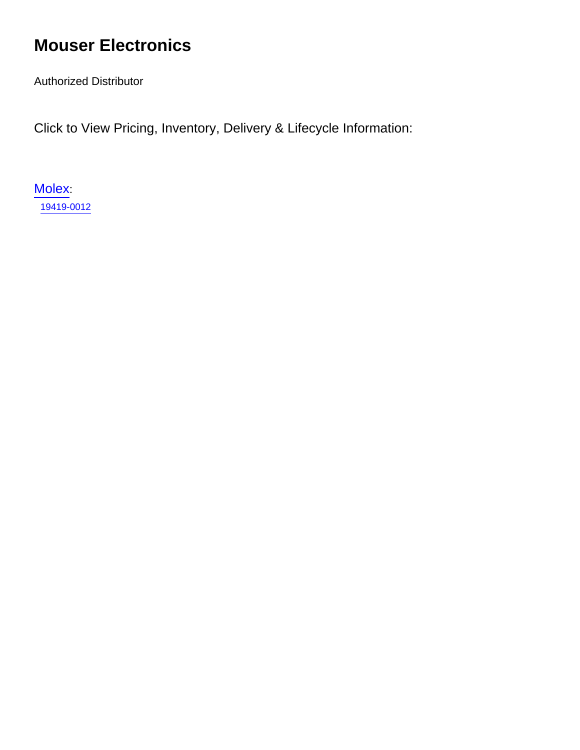# Mouser Electronics

Authorized Distributor

Click to View Pricing, Inventory, Delivery & Lifecycle Information:

Molex:

19419-0012